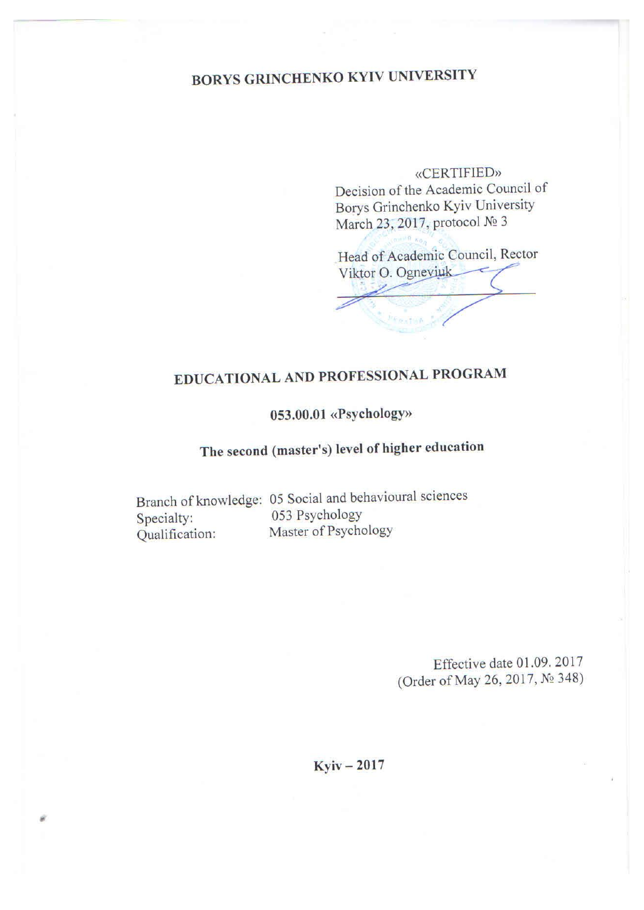# BORYS GRINCHENKO KYIV UNIVERSITY

«CERTIFIED»
Decision of the Academic Council of
Borys Grinchenko Kyiv University
March 23, 2017, protocol № 3

Head of Academic Council, Rector
Viktor O. Ogneviuk

## EDUCATIONAL AND PROFESSIONAL PROGRAM

**053.00.01 «Psychology»**

**The second (master's) level of higher education**

Branch of knowledge: 05 Social and behavioural sciences
Specialty: 053 Psychology
Qualification: Master of Psychology

Effective date 01.09. 2017
(Order of May 26, 2017, № 348)

**Kyiv – 2017**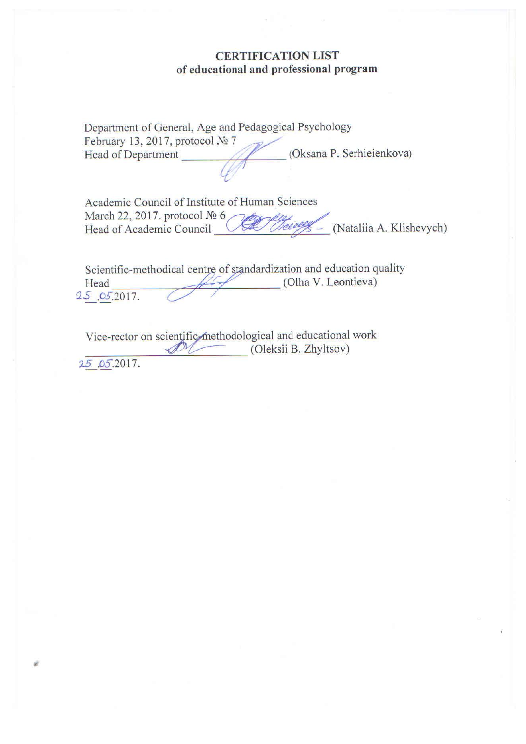## CERTIFICATION LIST
### of educational and professional program

Department of General, Age and Pedagogical Psychology
February 13, 2017, protocol № 7
Head of Department ________________ (Oksana P. Serhieienkova)

Academic Council of Institute of Human Sciences
March 22, 2017. protocol № 6
Head of Academic Council ________________ (Nataliia A. Klishevych)

Scientific-methodical centre of standardization and education quality
Head ________________ (Olha V. Leontieva)
25.05.2017.

Vice-rector on scientific-methodological and educational work
________________ (Oleksii B. Zhyltsov)
25.05.2017.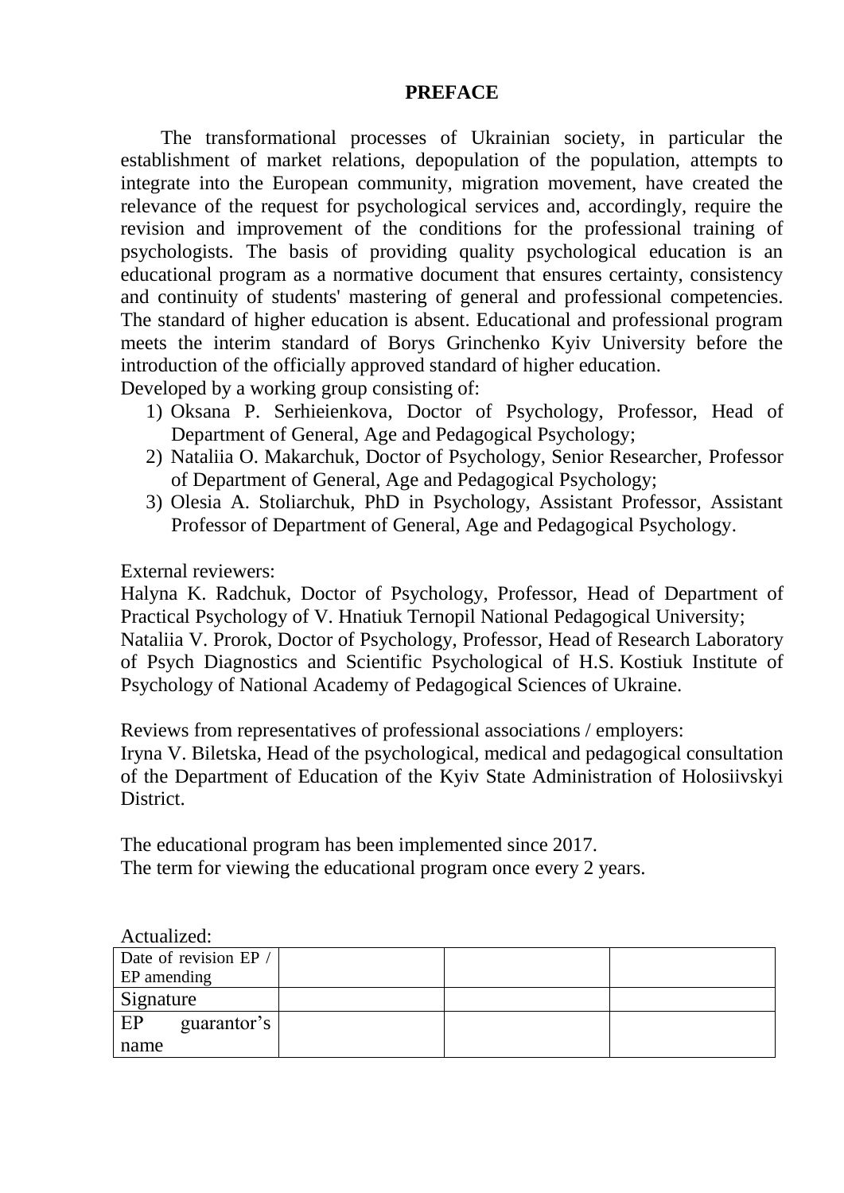# PREFACE

The transformational processes of Ukrainian society, in particular the establishment of market relations, depopulation of the population, attempts to integrate into the European community, migration movement, have created the relevance of the request for psychological services and, accordingly, require the revision and improvement of the conditions for the professional training of psychologists. The basis of providing quality psychological education is an educational program as a normative document that ensures certainty, consistency and continuity of students' mastering of general and professional competencies. The standard of higher education is absent. Educational and professional program meets the interim standard of Borys Grinchenko Kyiv University before the introduction of the officially approved standard of higher education.

Developed by a working group consisting of:

1) Oksana P. Serhieienkova, Doctor of Psychology, Professor, Head of Department of General, Age and Pedagogical Psychology;
2) Nataliia O. Makarchuk, Doctor of Psychology, Senior Researcher, Professor of Department of General, Age and Pedagogical Psychology;
3) Olesia A. Stoliarchuk, PhD in Psychology, Assistant Professor, Assistant Professor of Department of General, Age and Pedagogical Psychology.

External reviewers:

Halyna K. Radchuk, Doctor of Psychology, Professor, Head of Department of Practical Psychology of V. Hnatiuk Ternopil National Pedagogical University;

Nataliia V. Prorok, Doctor of Psychology, Professor, Head of Research Laboratory of Psych Diagnostics and Scientific Psychological of H.S. Kostiuk Institute of Psychology of National Academy of Pedagogical Sciences of Ukraine.

Reviews from representatives of professional associations / employers:

Iryna V. Biletska, Head of the psychological, medical and pedagogical consultation of the Department of Education of the Kyiv State Administration of Holosiivskyi District.

The educational program has been implemented since 2017.

The term for viewing the educational program once every 2 years.

Actualized:

| Date of revision EP / EP amending | | | |
|---|---|---|---|
| Signature | | | |
| EP guarantor's name | | | |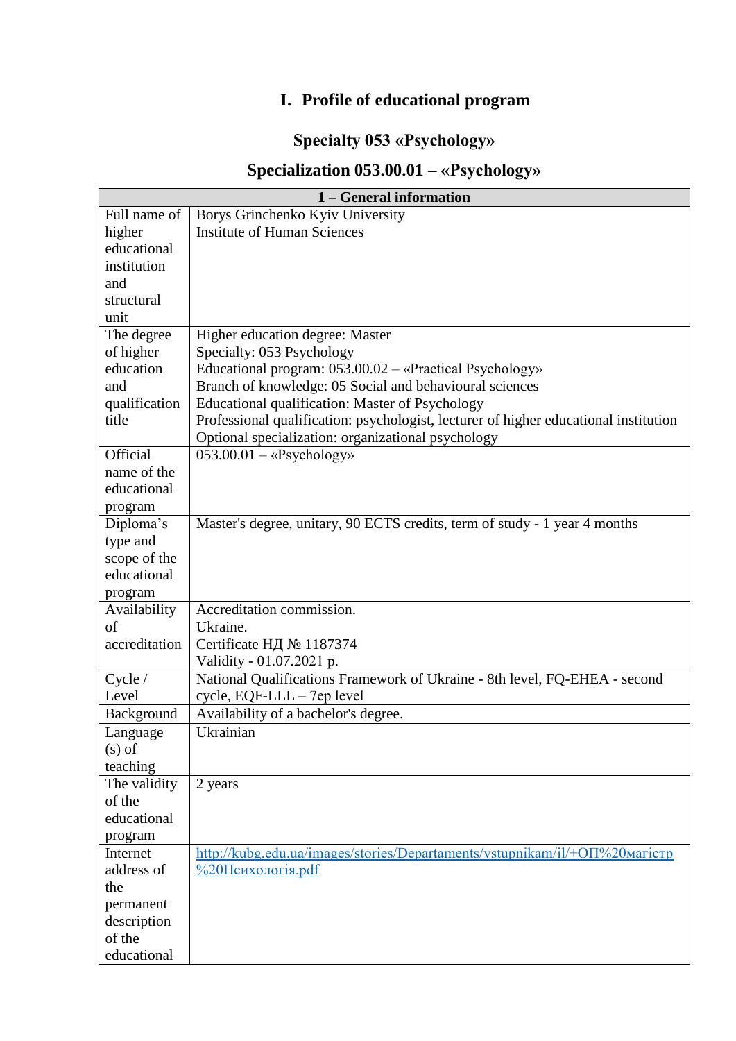# I. Profile of educational program

## Specialty 053 «Psychology»

## Specialization 053.00.01 – «Psychology»

| 1 – General information | |
|---|---|
| Full name of higher educational institution and structural unit | Borys Grinchenko Kyiv University<br>Institute of Human Sciences |
| The degree of higher education and qualification title | Higher education degree: Master<br>Specialty: 053 Psychology<br>Educational program: 053.00.02 – «Practical Psychology»<br>Branch of knowledge: 05 Social and behavioural sciences<br>Educational qualification: Master of Psychology<br>Professional qualification: psychologist, lecturer of higher educational institution<br>Optional specialization: organizational psychology |
| Official name of the educational program | 053.00.01 – «Psychology» |
| Diploma's type and scope of the educational program | Master's degree, unitary, 90 ECTS credits, term of study - 1 year 4 months |
| Availability of accreditation | Accreditation commission.<br>Ukraine.<br>Certificate НД № 1187374<br>Validity - 01.07.2021 р. |
| Cycle / Level | National Qualifications Framework of Ukraine - 8th level, FQ-EHEA - second cycle, EQF-LLL – 7ер level |
| Background | Availability of a bachelor's degree. |
| Language (s) of teaching | Ukrainian |
| The validity of the educational program | 2 years |
| Internet address of the permanent description of the educational | http://kubg.edu.ua/images/stories/Departaments/vstupnikam/il/+ОП%20магістр%20Психологія.pdf |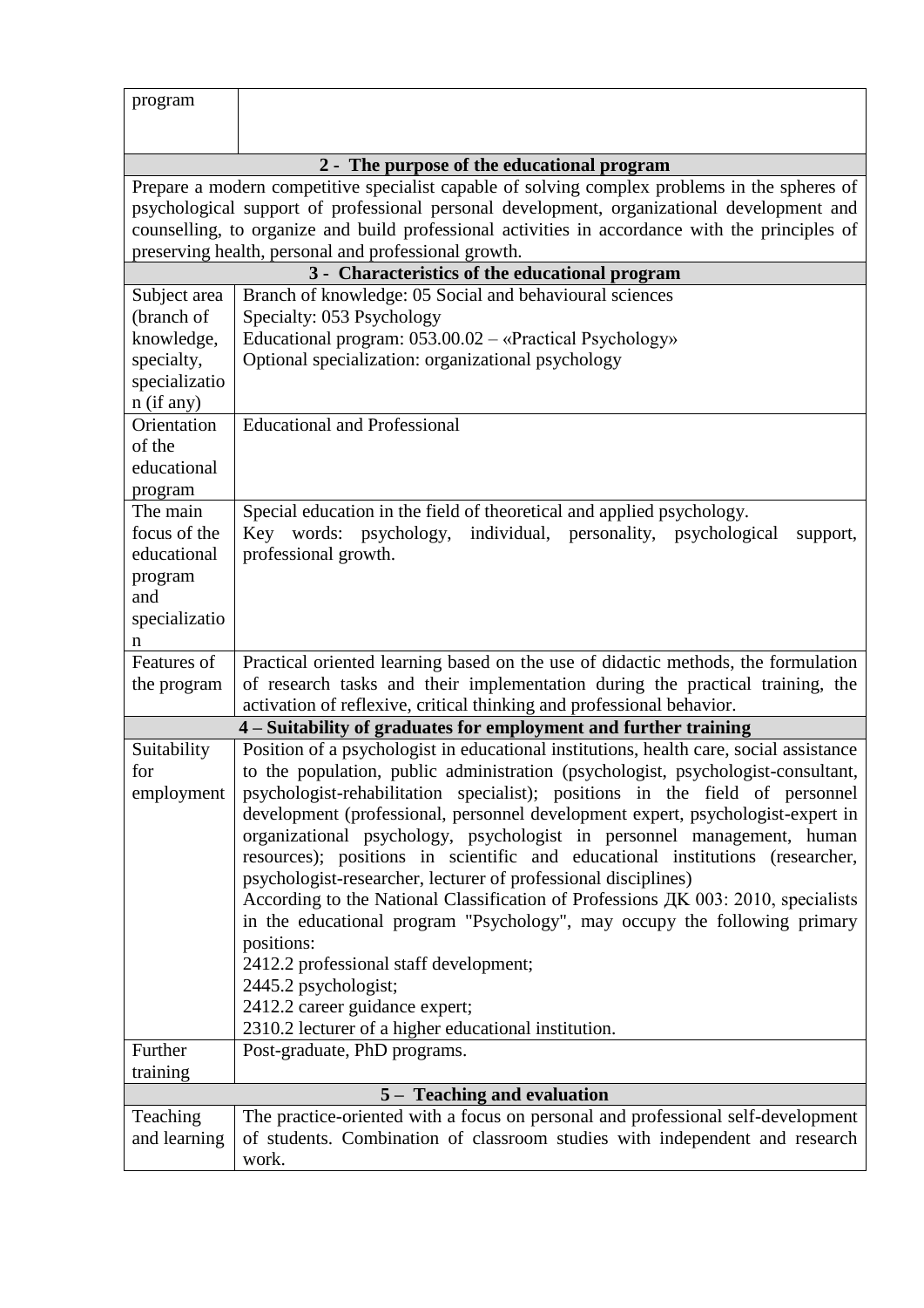| | |
|---|---|
| program | |
| **2 - The purpose of the educational program** | |
| Prepare a modern competitive specialist capable of solving complex problems in the spheres of psychological support of professional personal development, organizational development and counselling, to organize and build professional activities in accordance with the principles of preserving health, personal and professional growth. | |
| **3 - Characteristics of the educational program** | |
| Subject area (branch of knowledge, specialty, specialization (if any) | Branch of knowledge: 05 Social and behavioural sciences<br>Specialty: 053 Psychology<br>Educational program: 053.00.02 – «Practical Psychology»<br>Optional specialization: organizational psychology |
| Orientation of the educational program | Educational and Professional |
| The main focus of the educational program and specialization | Special education in the field of theoretical and applied psychology.<br>Key words: psychology, individual, personality, psychological support, professional growth. |
| Features of the program | Practical oriented learning based on the use of didactic methods, the formulation of research tasks and their implementation during the practical training, the activation of reflexive, critical thinking and professional behavior. |
| **4 – Suitability of graduates for employment and further training** | |
| Suitability for employment | Position of a psychologist in educational institutions, health care, social assistance to the population, public administration (psychologist, psychologist-consultant, psychologist-rehabilitation specialist); positions in the field of personnel development (professional, personnel development expert, psychologist-expert in organizational psychology, psychologist in personnel management, human resources); positions in scientific and educational institutions (researcher, psychologist-researcher, lecturer of professional disciplines)<br>According to the National Classification of Professions ДК 003: 2010, specialists in the educational program "Psychology", may occupy the following primary positions:<br>2412.2 professional staff development;<br>2445.2 psychologist;<br>2412.2 career guidance expert;<br>2310.2 lecturer of a higher educational institution. |
| Further training | Post-graduate, PhD programs. |
| **5 – Teaching and evaluation** | |
| Teaching and learning | The practice-oriented with a focus on personal and professional self-development of students. Combination of classroom studies with independent and research work. |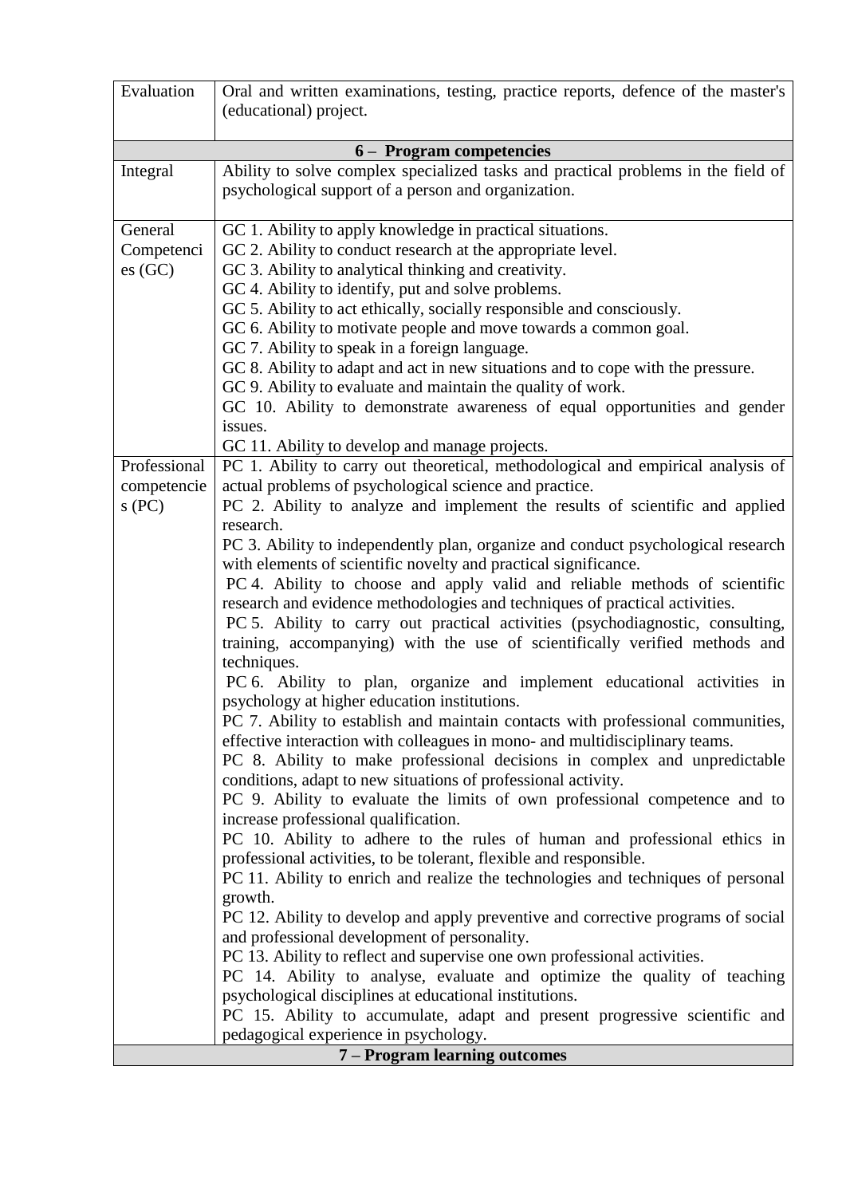| | |
|---|---|
| Evaluation | Oral and written examinations, testing, practice reports, defence of the master's (educational) project. |
| **6 – Program competencies** | |
| Integral | Ability to solve complex specialized tasks and practical problems in the field of psychological support of a person and organization. |
| General Competencies (GC) | GC 1. Ability to apply knowledge in practical situations.<br>GC 2. Ability to conduct research at the appropriate level.<br>GC 3. Ability to analytical thinking and creativity.<br>GC 4. Ability to identify, put and solve problems.<br>GC 5. Ability to act ethically, socially responsible and consciously.<br>GC 6. Ability to motivate people and move towards a common goal.<br>GC 7. Ability to speak in a foreign language.<br>GC 8. Ability to adapt and act in new situations and to cope with the pressure.<br>GC 9. Ability to evaluate and maintain the quality of work.<br>GC 10. Ability to demonstrate awareness of equal opportunities and gender issues.<br>GC 11. Ability to develop and manage projects. |
| Professional competencies (PC) | PC 1. Ability to carry out theoretical, methodological and empirical analysis of actual problems of psychological science and practice.<br>PC 2. Ability to analyze and implement the results of scientific and applied research.<br>PC 3. Ability to independently plan, organize and conduct psychological research with elements of scientific novelty and practical significance.<br>PC 4. Ability to choose and apply valid and reliable methods of scientific research and evidence methodologies and techniques of practical activities.<br>PC 5. Ability to carry out practical activities (psychodiagnostic, consulting, training, accompanying) with the use of scientifically verified methods and techniques.<br>PC 6. Ability to plan, organize and implement educational activities in psychology at higher education institutions.<br>PC 7. Ability to establish and maintain contacts with professional communities, effective interaction with colleagues in mono- and multidisciplinary teams.<br>PC 8. Ability to make professional decisions in complex and unpredictable conditions, adapt to new situations of professional activity.<br>PC 9. Ability to evaluate the limits of own professional competence and to increase professional qualification.<br>PC 10. Ability to adhere to the rules of human and professional ethics in professional activities, to be tolerant, flexible and responsible.<br>PC 11. Ability to enrich and realize the technologies and techniques of personal growth.<br>PC 12. Ability to develop and apply preventive and corrective programs of social and professional development of personality.<br>PC 13. Ability to reflect and supervise one own professional activities.<br>PC 14. Ability to analyse, evaluate and optimize the quality of teaching psychological disciplines at educational institutions.<br>PC 15. Ability to accumulate, adapt and present progressive scientific and pedagogical experience in psychology. |
| **7 – Program learning outcomes** | |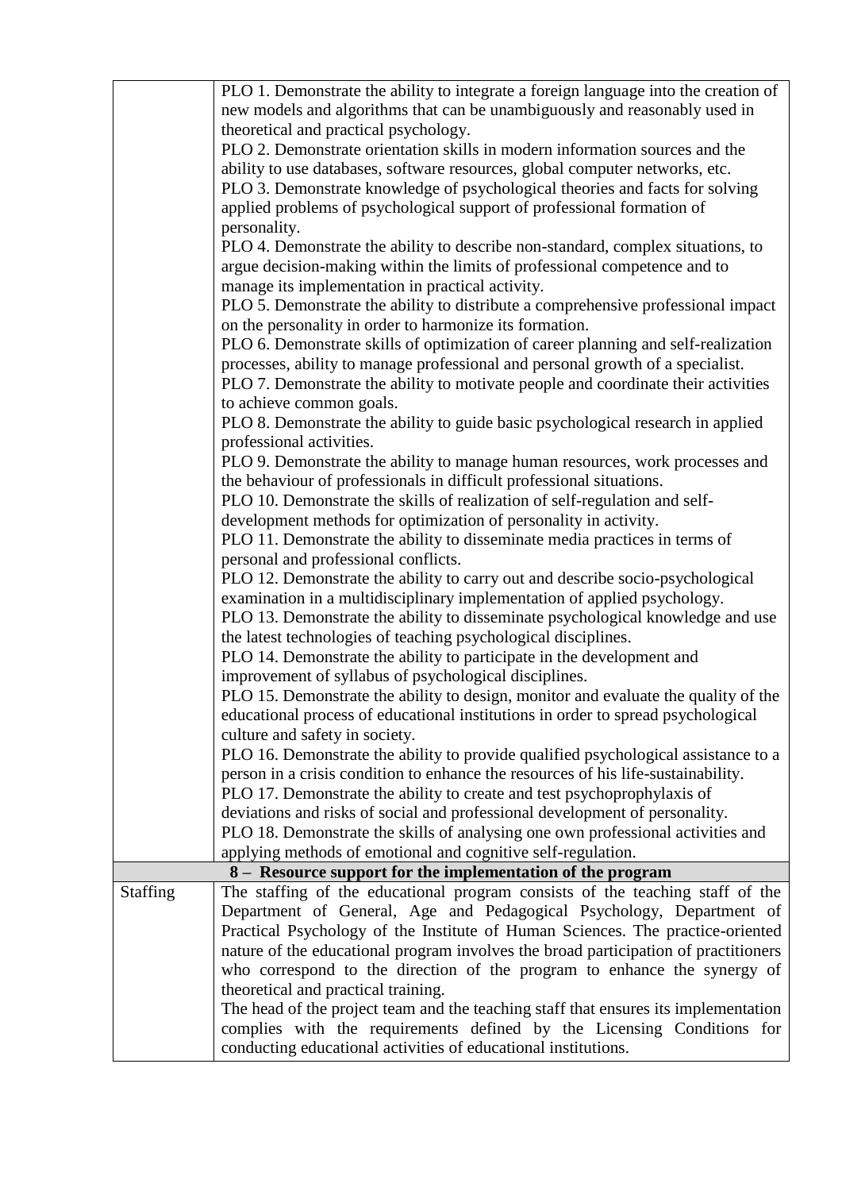| | |
|---|---|
| | PLO 1. Demonstrate the ability to integrate a foreign language into the creation of new models and algorithms that can be unambiguously and reasonably used in theoretical and practical psychology.<br>PLO 2. Demonstrate orientation skills in modern information sources and the ability to use databases, software resources, global computer networks, etc.<br>PLO 3. Demonstrate knowledge of psychological theories and facts for solving applied problems of psychological support of professional formation of personality.<br>PLO 4. Demonstrate the ability to describe non-standard, complex situations, to argue decision-making within the limits of professional competence and to manage its implementation in practical activity.<br>PLO 5. Demonstrate the ability to distribute a comprehensive professional impact on the personality in order to harmonize its formation.<br>PLO 6. Demonstrate skills of optimization of career planning and self-realization processes, ability to manage professional and personal growth of a specialist.<br>PLO 7. Demonstrate the ability to motivate people and coordinate their activities to achieve common goals.<br>PLO 8. Demonstrate the ability to guide basic psychological research in applied professional activities.<br>PLO 9. Demonstrate the ability to manage human resources, work processes and the behaviour of professionals in difficult professional situations.<br>PLO 10. Demonstrate the skills of realization of self-regulation and self-development methods for optimization of personality in activity.<br>PLO 11. Demonstrate the ability to disseminate media practices in terms of personal and professional conflicts.<br>PLO 12. Demonstrate the ability to carry out and describe socio-psychological examination in a multidisciplinary implementation of applied psychology.<br>PLO 13. Demonstrate the ability to disseminate psychological knowledge and use the latest technologies of teaching psychological disciplines.<br>PLO 14. Demonstrate the ability to participate in the development and improvement of syllabus of psychological disciplines.<br>PLO 15. Demonstrate the ability to design, monitor and evaluate the quality of the educational process of educational institutions in order to spread psychological culture and safety in society.<br>PLO 16. Demonstrate the ability to provide qualified psychological assistance to a person in a crisis condition to enhance the resources of his life-sustainability.<br>PLO 17. Demonstrate the ability to create and test psychoprophylaxis of deviations and risks of social and professional development of personality.<br>PLO 18. Demonstrate the skills of analysing one own professional activities and applying methods of emotional and cognitive self-regulation. |
| **8 – Resource support for the implementation of the program** | |
| Staffing | The staffing of the educational program consists of the teaching staff of the Department of General, Age and Pedagogical Psychology, Department of Practical Psychology of the Institute of Human Sciences. The practice-oriented nature of the educational program involves the broad participation of practitioners who correspond to the direction of the program to enhance the synergy of theoretical and practical training.<br>The head of the project team and the teaching staff that ensures its implementation complies with the requirements defined by the Licensing Conditions for conducting educational activities of educational institutions. |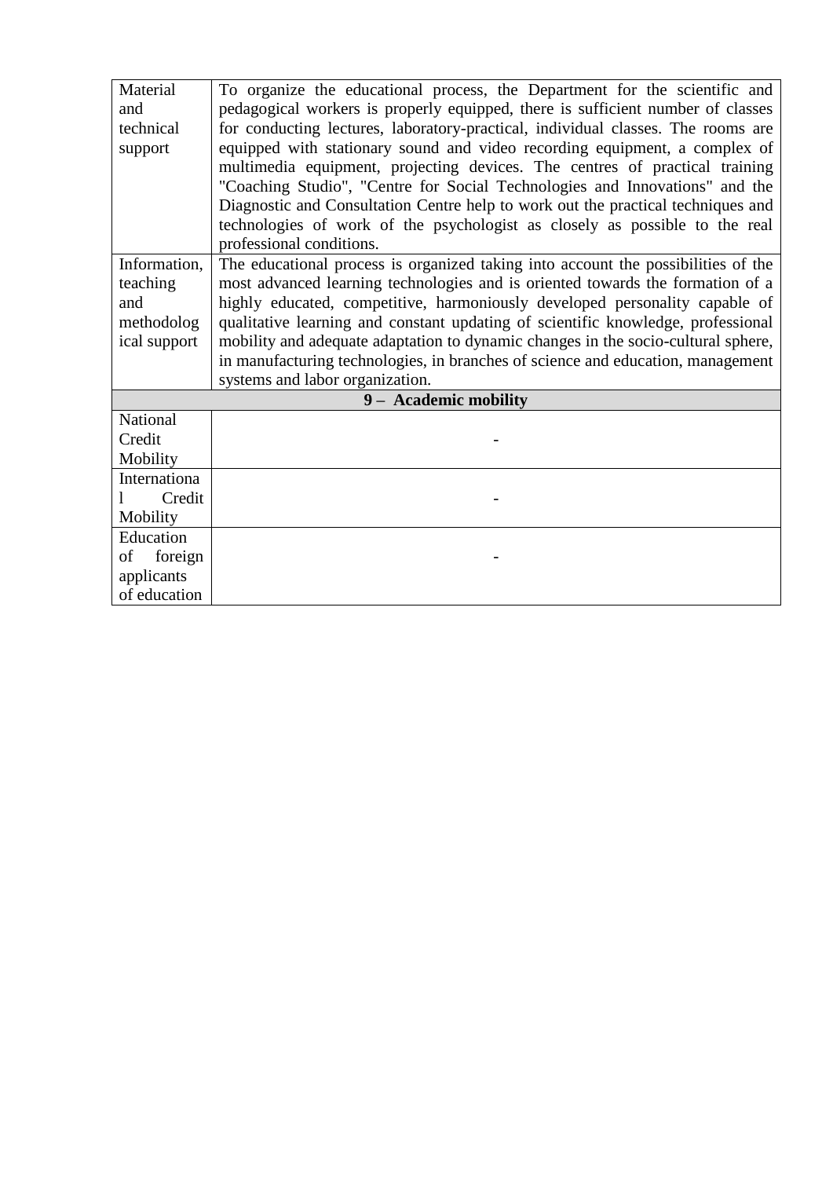| | |
|---|---|
| Material and technical support | To organize the educational process, the Department for the scientific and pedagogical workers is properly equipped, there is sufficient number of classes for conducting lectures, laboratory-practical, individual classes. The rooms are equipped with stationary sound and video recording equipment, a complex of multimedia equipment, projecting devices. The centres of practical training "Coaching Studio", "Centre for Social Technologies and Innovations" and the Diagnostic and Consultation Centre help to work out the practical techniques and technologies of work of the psychologist as closely as possible to the real professional conditions. |
| Information, teaching and methodological support | The educational process is organized taking into account the possibilities of the most advanced learning technologies and is oriented towards the formation of a highly educated, competitive, harmoniously developed personality capable of qualitative learning and constant updating of scientific knowledge, professional mobility and adequate adaptation to dynamic changes in the socio-cultural sphere, in manufacturing technologies, in branches of science and education, management systems and labor organization. |
| **9 – Academic mobility** | |
| National Credit Mobility | - |
| International Credit Mobility | - |
| Education of foreign applicants of education | - |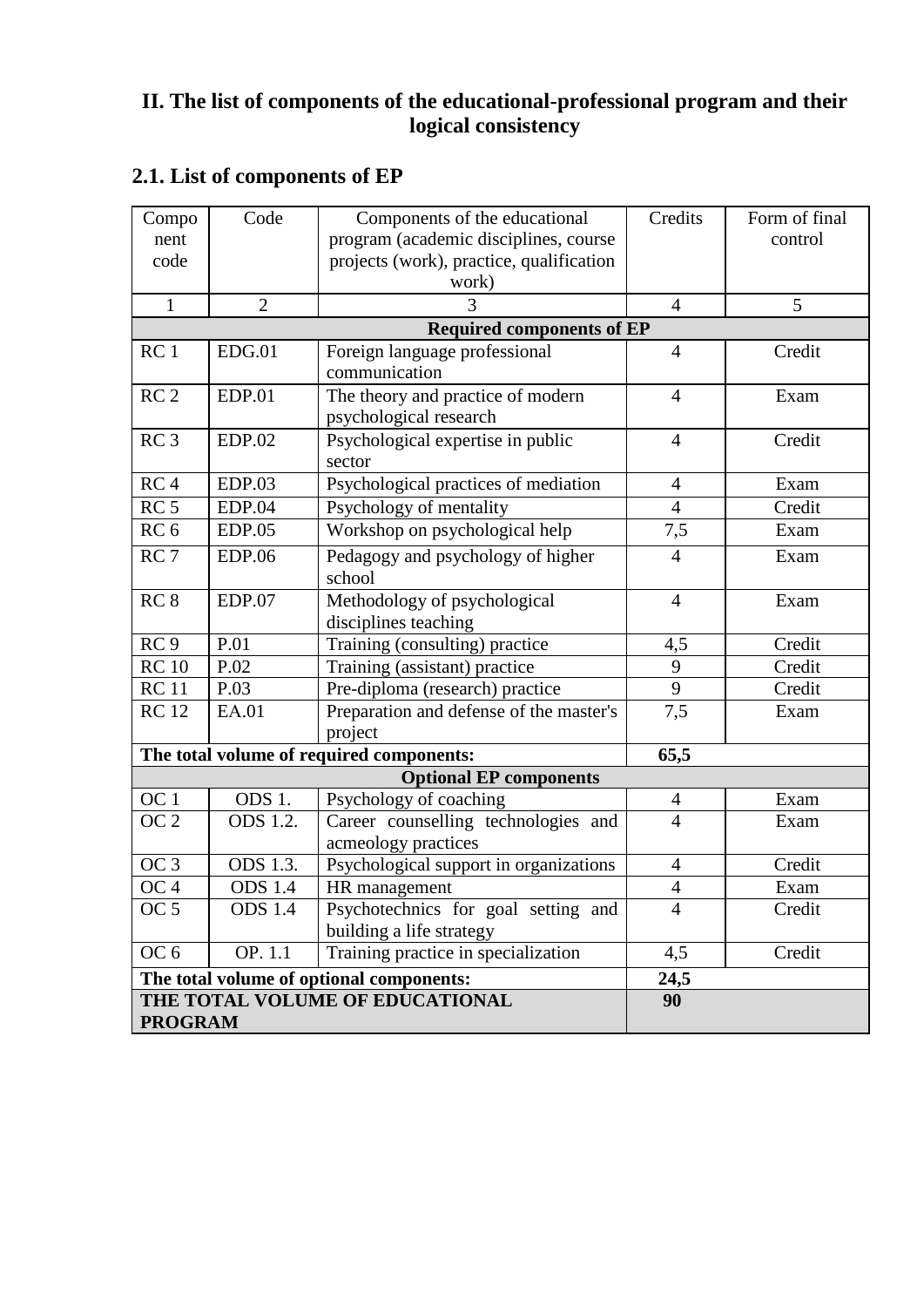## II. The list of components of the educational-professional program and their logical consistency

### 2.1. List of components of EP

| Component code | Code | Components of the educational program (academic disciplines, course projects (work), practice, qualification work) | Credits | Form of final control |
|---|---|---|---|---|
| 1 | 2 | 3 | 4 | 5 |
| **Required components of EP** | | | | |
| RC 1 | EDG.01 | Foreign language professional communication | 4 | Credit |
| RC 2 | EDP.01 | The theory and practice of modern psychological research | 4 | Exam |
| RC 3 | EDP.02 | Psychological expertise in public sector | 4 | Credit |
| RC 4 | EDP.03 | Psychological practices of mediation | 4 | Exam |
| RC 5 | EDP.04 | Psychology of mentality | 4 | Credit |
| RC 6 | EDP.05 | Workshop on psychological help | 7,5 | Exam |
| RC 7 | EDP.06 | Pedagogy and psychology of higher school | 4 | Exam |
| RC 8 | EDP.07 | Methodology of psychological disciplines teaching | 4 | Exam |
| RC 9 | P.01 | Training (consulting) practice | 4,5 | Credit |
| RC 10 | P.02 | Training (assistant) practice | 9 | Credit |
| RC 11 | P.03 | Pre-diploma (research) practice | 9 | Credit |
| RC 12 | EA.01 | Preparation and defense of the master's project | 7,5 | Exam |
| **The total volume of required components:** | | | **65,5** | |
| **Optional EP components** | | | | |
| OC 1 | ODS 1. | Psychology of coaching | 4 | Exam |
| OC 2 | ODS 1.2. | Career counselling technologies and acmeology practices | 4 | Exam |
| OC 3 | ODS 1.3. | Psychological support in organizations | 4 | Credit |
| OC 4 | ODS 1.4 | HR management | 4 | Exam |
| OC 5 | ODS 1.4 | Psychotechnics for goal setting and building a life strategy | 4 | Credit |
| OC 6 | OP. 1.1 | Training practice in specialization | 4,5 | Credit |
| **The total volume of optional components:** | | | **24,5** | |
| **THE TOTAL VOLUME OF EDUCATIONAL PROGRAM** | | | **90** | |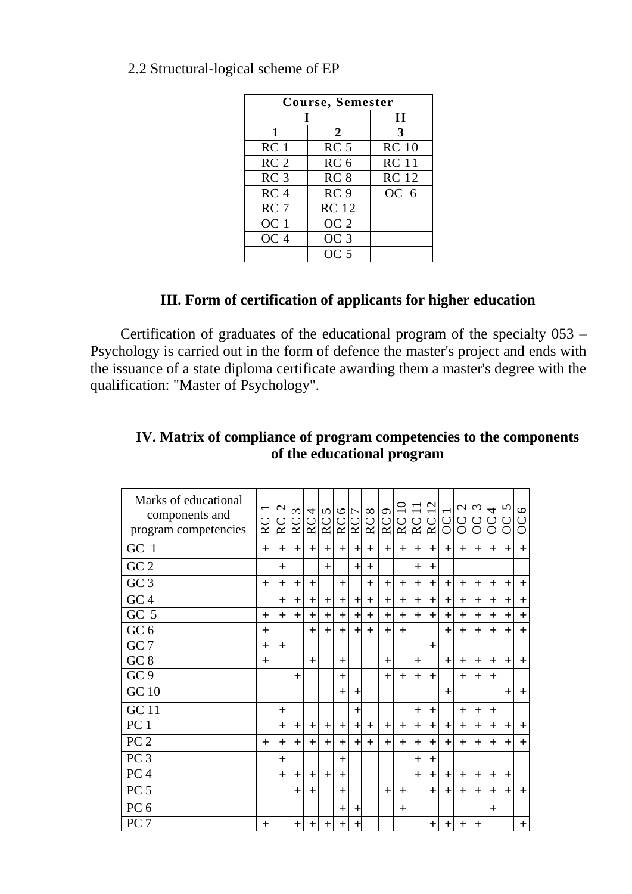2.2 Structural-logical scheme of EP

| Course, Semester | | |
|---|---|---|
| I | | II |
| 1 | 2 | 3 |
| RC 1 | RC 5 | RC 10 |
| RC 2 | RC 6 | RC 11 |
| RC 3 | RC 8 | RC 12 |
| RC 4 | RC 9 | OC 6 |
| RC 7 | RC 12 | |
| OC 1 | OC 2 | |
| OC 4 | OC 3 | |
| | OC 5 | |

## III. Form of certification of applicants for higher education

Certification of graduates of the educational program of the specialty 053 – Psychology is carried out in the form of defence the master's project and ends with the issuance of a state diploma certificate awarding them a master's degree with the qualification: "Master of Psychology".

## IV. Matrix of compliance of program competencies to the components of the educational program

| Marks of educational components and program competencies | RC 1 | RC 2 | RC 3 | RC 4 | RC 5 | RC 6 | RC 7 | RC 8 | RC 9 | RC 10 | RC 11 | RC 12 | OC 1 | OC 2 | OC 3 | OC 4 | OC 5 | OC 6 |
|---|---|---|---|---|---|---|---|---|---|---|---|---|---|---|---|---|---|---|
| GC 1 | + | + | + | + | + | + | + | + | + | + | + | + | + | + | + | + | + | + |
| GC 2 | | + | | | + | | + | + | | | + | + | | | | | | |
| GC 3 | + | + | + | + | | + | | + | + | + | + | + | + | + | + | + | + | + |
| GC 4 | | + | + | + | + | + | + | + | + | + | + | + | + | + | + | + | + | + |
| GC 5 | + | + | + | + | + | + | + | + | + | + | + | + | + | + | + | + | + | + |
| GC 6 | + | | | + | + | + | + | + | + | + | | | + | + | + | + | + | + |
| GC 7 | + | + | | | | | | | | | | + | | | | | | |
| GC 8 | + | | | + | | + | | | + | | + | | + | + | + | + | + | + |
| GC 9 | | | + | | | + | | | + | + | + | + | | + | + | + | | |
| GC 10 | | | | | | + | + | | | | | | + | | | | + | + |
| GC 11 | | + | | | | | + | | | | + | + | | + | + | + | | |
| PC 1 | | + | + | + | + | + | + | + | + | + | + | + | + | + | + | + | + | + |
| PC 2 | + | + | + | + | + | + | + | + | + | + | + | + | + | + | + | + | + | + |
| PC 3 | | + | | | | + | | | | | + | + | | | | | | |
| PC 4 | | + | + | + | + | + | | | | | + | + | + | + | + | + | + | |
| PC 5 | | | + | + | | + | | | + | + | | + | + | + | + | + | + | + |
| PC 6 | | | | | | + | + | | | + | | | | | | + | | |
| PC 7 | + | | + | + | + | + | + | | | | | + | + | + | + | | | + |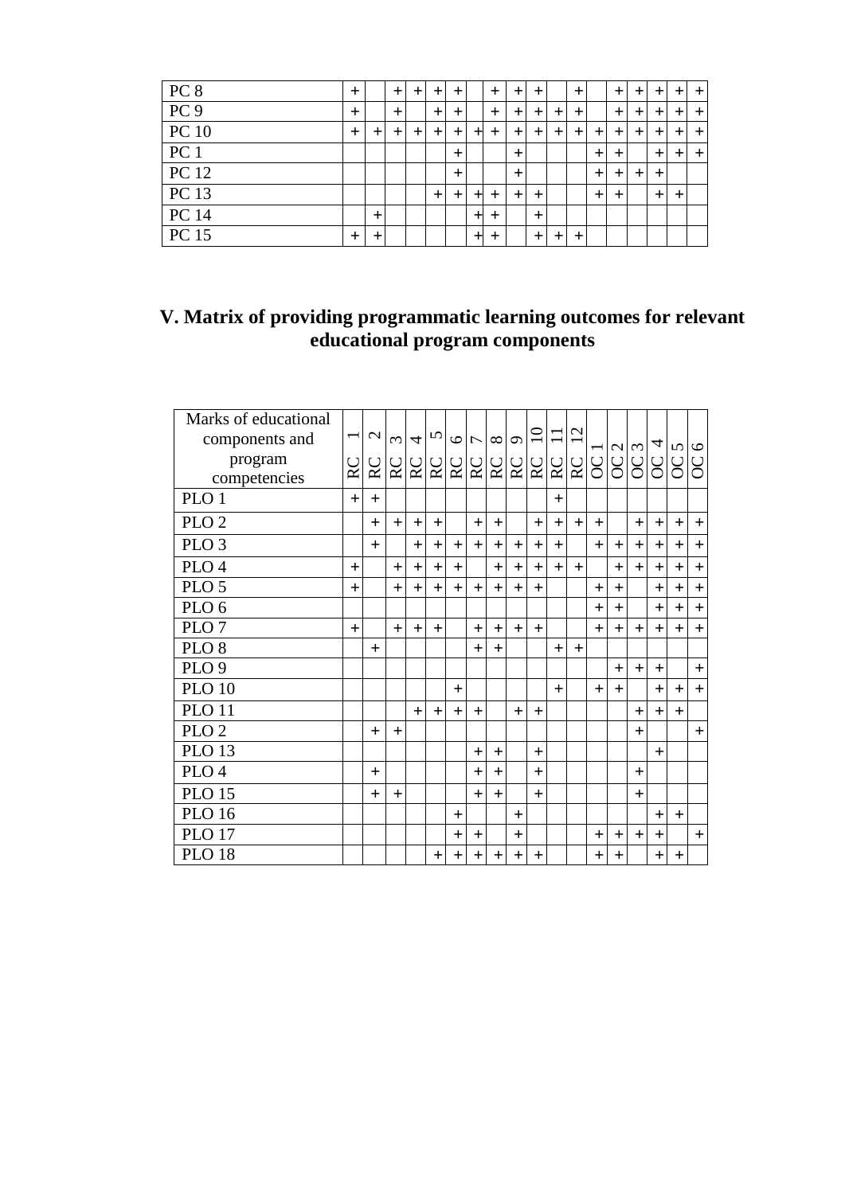| | | | | | | | | | | | | | | | | | | |
|---|---|---|---|---|---|---|---|---|---|---|---|---|---|---|---|---|---|---|
| PC 8 | + | | + | + | + | + | | + | + | + | | + | | + | + | + | + | + |
| PC 9 | + | | + | | + | + | | + | + | + | + | + | | + | + | + | + | + |
| PC 10 | + | + | + | + | + | + | + | + | + | + | + | + | + | + | + | + | + | + |
| PC 1 | | | | | | + | | | + | | | | + | + | | + | + | + |
| PC 12 | | | | | | + | | | + | | | | + | + | + | + | | |
| PC 13 | | | | | + | + | + | + | + | + | | | + | + | | + | + | |
| PC 14 | | + | | | | | + | + | | + | | | | | | | | |
| PC 15 | + | + | | | | | + | + | | + | + | + | | | | | | |

## V. Matrix of providing programmatic learning outcomes for relevant educational program components

| Marks of educational components and program competencies | RC 1 | RC 2 | RC 3 | RC 4 | RC 5 | RC 6 | RC 7 | RC 8 | RC 9 | RC 10 | RC 11 | RC 12 | OC 1 | OC 2 | OC 3 | OC 4 | OC 5 | OC 6 |
|---|---|---|---|---|---|---|---|---|---|---|---|---|---|---|---|---|---|---|
| PLO 1 | + | + | | | | | | | | | + | | | | | | | |
| PLO 2 | | + | + | + | + | | + | + | | + | + | + | + | | + | + | + | + |
| PLO 3 | | + | | + | + | + | + | + | + | + | + | | + | + | + | + | + | + |
| PLO 4 | + | | + | + | + | + | | + | + | + | + | + | | + | + | + | + | + |
| PLO 5 | + | | + | + | + | + | + | + | + | + | | | + | + | | + | + | + |
| PLO 6 | | | | | | | | | | | | | + | + | | + | + | + |
| PLO 7 | + | | + | + | + | | + | + | + | + | | | + | + | + | + | + | + |
| PLO 8 | | + | | | | | + | + | | | + | + | | | | | | |
| PLO 9 | | | | | | | | | | | | | | + | + | + | | + |
| PLO 10 | | | | | | + | | | | | + | | + | + | | + | + | + |
| PLO 11 | | | | + | + | + | + | | + | + | | | | | + | + | + | |
| PLO 2 | | + | + | | | | | | | | | | | | + | | | + |
| PLO 13 | | | | | | | + | + | | + | | | | | | + | | |
| PLO 4 | | + | | | | | + | + | | + | | | | | + | | | |
| PLO 15 | | + | + | | | | + | + | | + | | | | | + | | | |
| PLO 16 | | | | | | + | | | + | | | | | | | + | + | |
| PLO 17 | | | | | | + | + | | + | | | | + | + | + | + | | + |
| PLO 18 | | | | | + | + | + | + | + | + | | | + | + | | + | + | |